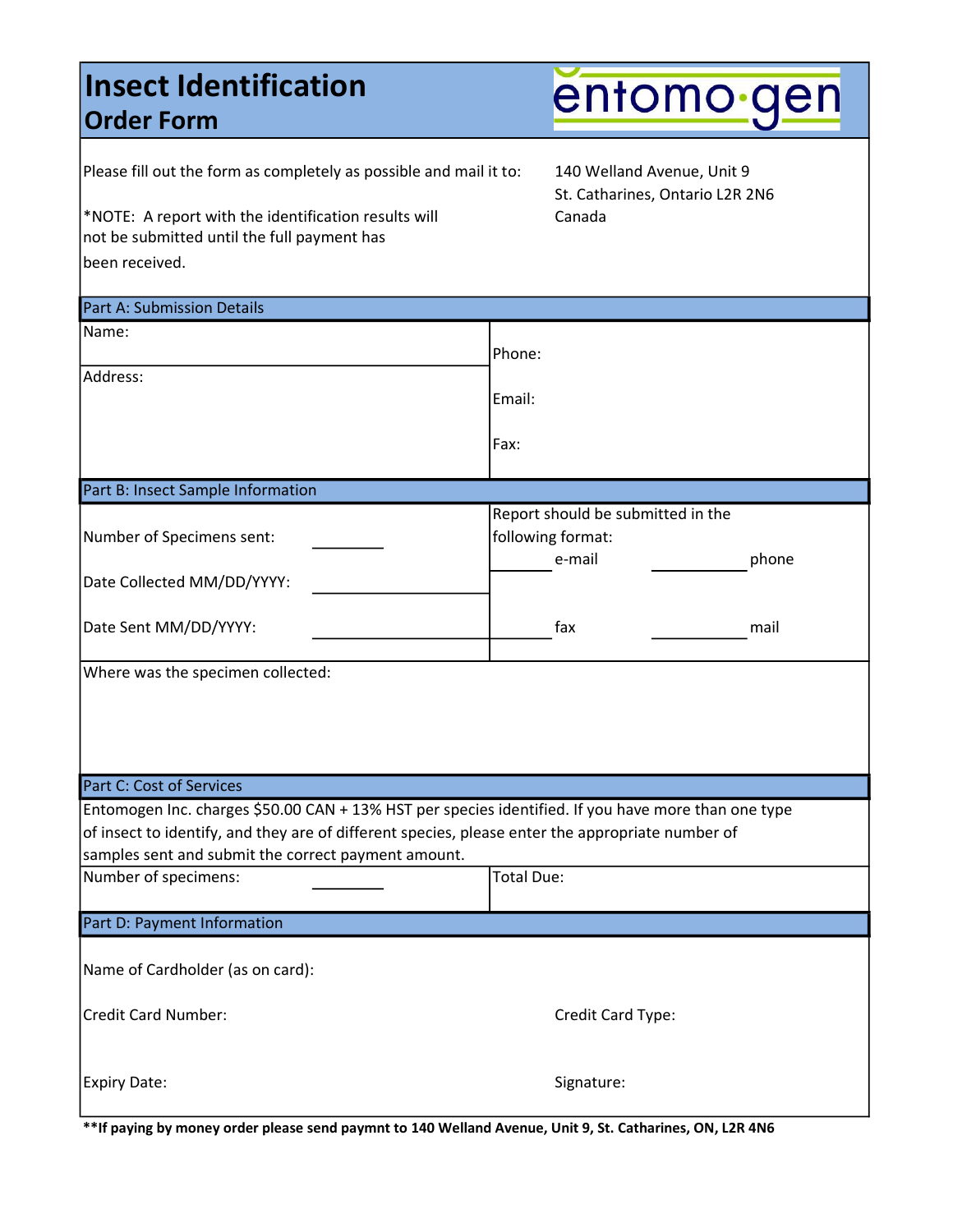# Insect Identification
## Order Form

entomo·gen

Please fill out the form as completely as possible and mail it to:

140 Welland Avenue, Unit 9
St. Catharines, Ontario L2R 2N6
Canada

*NOTE: A report with the identification results will not be submitted until the full payment has been received.

## Part A: Submission Details

| | |
|---|---|
| Name: | Phone: |
| Address: | Email: |
| | Fax: |

## Part B: Insect Sample Information

| | |
|---|---|
| Number of Specimens sent: ________ | Report should be submitted in the following format: |
| Date Collected MM/DD/YYYY: ________ | ________ e-mail ________ phone |
| Date Sent MM/DD/YYYY: ________ | ________ fax ________ mail |

Where was the specimen collected:

## Part C: Cost of Services

Entomogen Inc. charges $50.00 CAN + 13% HST per species identified. If you have more than one type of insect to identify, and they are of different species, please enter the appropriate number of samples sent and submit the correct payment amount.

| | |
|---|---|
| Number of specimens: ________ | Total Due: |

## Part D: Payment Information

Name of Cardholder (as on card):

Credit Card Number:

Credit Card Type:

Expiry Date:

Signature:

**If paying by money order please send paymnt to 140 Welland Avenue, Unit 9, St. Catharines, ON, L2R 4N6**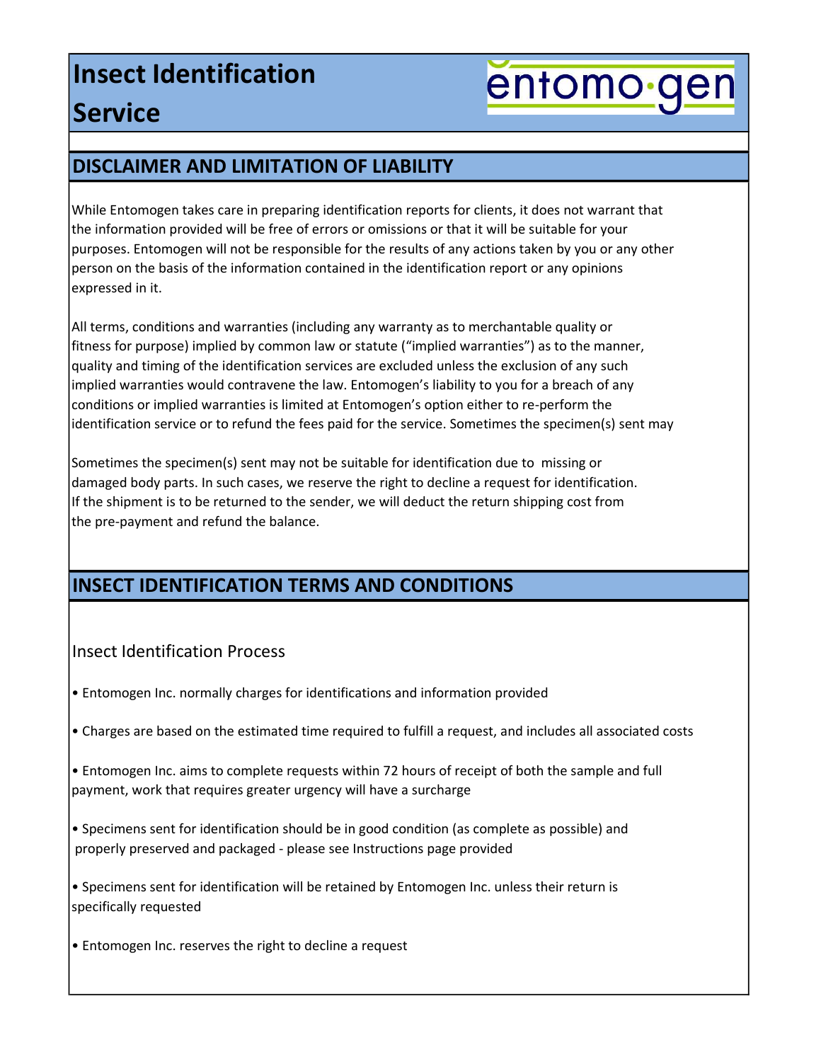# Insect Identification Service

entomo·gen

## DISCLAIMER AND LIMITATION OF LIABILITY

While Entomogen takes care in preparing identification reports for clients, it does not warrant that the information provided will be free of errors or omissions or that it will be suitable for your purposes. Entomogen will not be responsible for the results of any actions taken by you or any other person on the basis of the information contained in the identification report or any opinions expressed in it.

All terms, conditions and warranties (including any warranty as to merchantable quality or fitness for purpose) implied by common law or statute ("implied warranties") as to the manner, quality and timing of the identification services are excluded unless the exclusion of any such implied warranties would contravene the law. Entomogen's liability to you for a breach of any conditions or implied warranties is limited at Entomogen's option either to re-perform the identification service or to refund the fees paid for the service. Sometimes the specimen(s) sent may

Sometimes the specimen(s) sent may not be suitable for identification due to missing or damaged body parts. In such cases, we reserve the right to decline a request for identification. If the shipment is to be returned to the sender, we will deduct the return shipping cost from the pre-payment and refund the balance.

## INSECT IDENTIFICATION TERMS AND CONDITIONS

### Insect Identification Process

- Entomogen Inc. normally charges for identifications and information provided
- Charges are based on the estimated time required to fulfill a request, and includes all associated costs
- Entomogen Inc. aims to complete requests within 72 hours of receipt of both the sample and full payment, work that requires greater urgency will have a surcharge
- Specimens sent for identification should be in good condition (as complete as possible) and properly preserved and packaged - please see Instructions page provided
- Specimens sent for identification will be retained by Entomogen Inc. unless their return is specifically requested
- Entomogen Inc. reserves the right to decline a request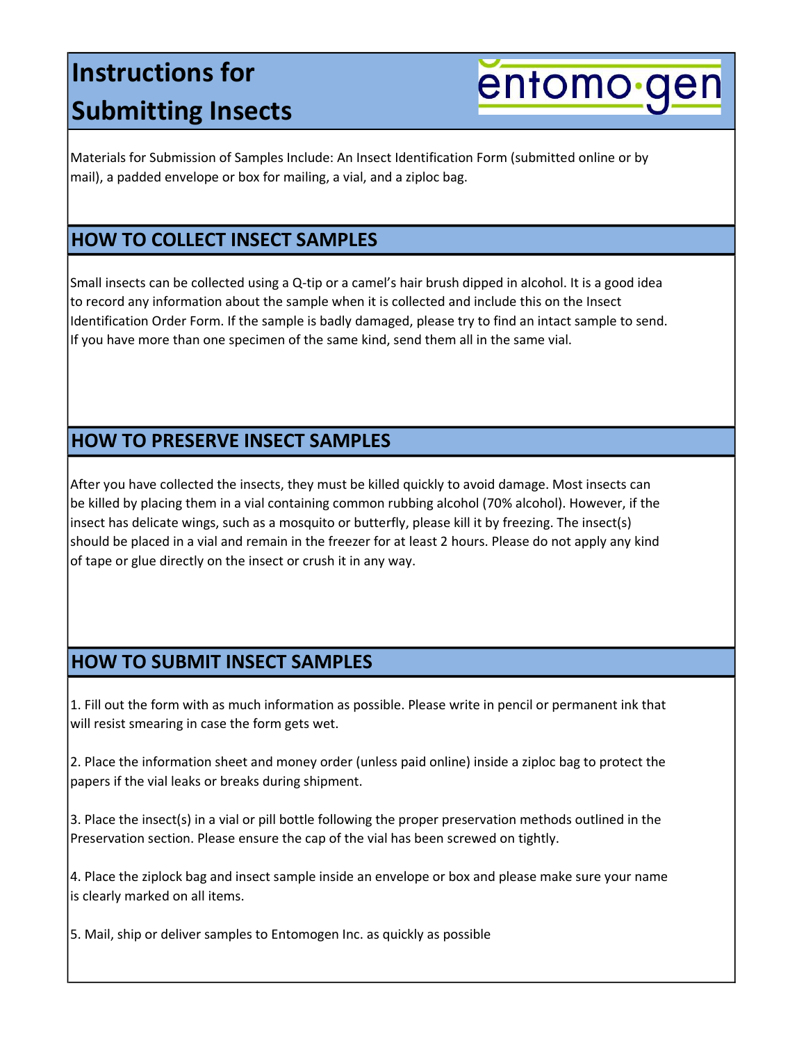# Instructions for Submitting Insects

entomo·gen

Materials for Submission of Samples Include: An Insect Identification Form (submitted online or by mail), a padded envelope or box for mailing, a vial, and a ziploc bag.

## HOW TO COLLECT INSECT SAMPLES

Small insects can be collected using a Q-tip or a camel's hair brush dipped in alcohol. It is a good idea to record any information about the sample when it is collected and include this on the Insect Identification Order Form. If the sample is badly damaged, please try to find an intact sample to send. If you have more than one specimen of the same kind, send them all in the same vial.

## HOW TO PRESERVE INSECT SAMPLES

After you have collected the insects, they must be killed quickly to avoid damage. Most insects can be killed by placing them in a vial containing common rubbing alcohol (70% alcohol). However, if the insect has delicate wings, such as a mosquito or butterfly, please kill it by freezing. The insect(s) should be placed in a vial and remain in the freezer for at least 2 hours. Please do not apply any kind of tape or glue directly on the insect or crush it in any way.

## HOW TO SUBMIT INSECT SAMPLES

1. Fill out the form with as much information as possible. Please write in pencil or permanent ink that will resist smearing in case the form gets wet.

2. Place the information sheet and money order (unless paid online) inside a ziploc bag to protect the papers if the vial leaks or breaks during shipment.

3. Place the insect(s) in a vial or pill bottle following the proper preservation methods outlined in the Preservation section. Please ensure the cap of the vial has been screwed on tightly.

4. Place the ziplock bag and insect sample inside an envelope or box and please make sure your name is clearly marked on all items.

5. Mail, ship or deliver samples to Entomogen Inc. as quickly as possible